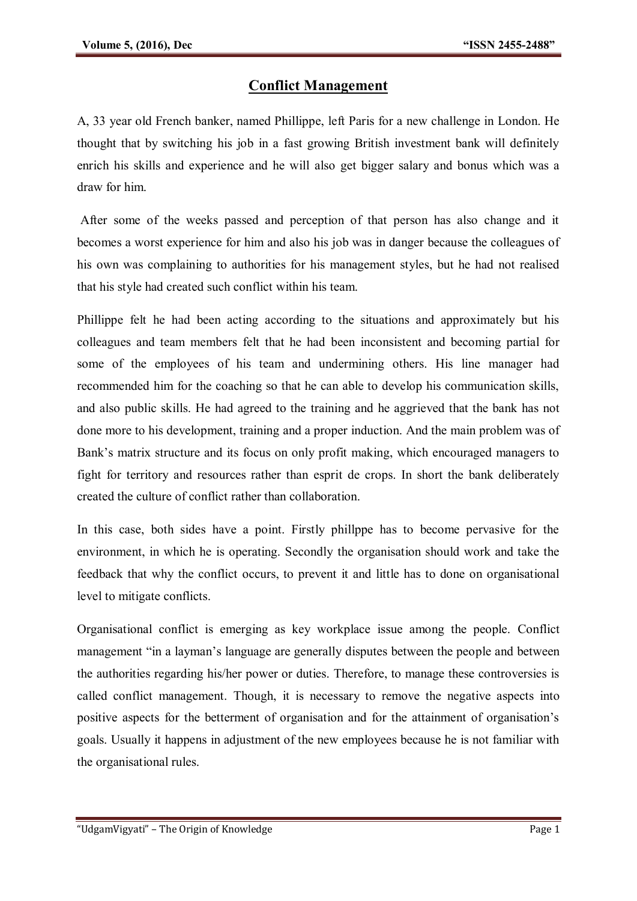# Conflict Management

A, 33 year old French banker, named Phillippe, left Paris for a new challenge in London. He thought that by switching his job in a fast growing British investment bank will definitely enrich his skills and experience and he will also get bigger salary and bonus which was a draw for him.

After some of the weeks passed and perception of that person has also change and it becomes a worst experience for him and also his job was in danger because the colleagues of his own was complaining to authorities for his management styles, but he had not realised that his style had created such conflict within his team.

Phillippe felt he had been acting according to the situations and approximately but his colleagues and team members felt that he had been inconsistent and becoming partial for some of the employees of his team and undermining others. His line manager had recommended him for the coaching so that he can able to develop his communication skills, and also public skills. He had agreed to the training and he aggrieved that the bank has not done more to his development, training and a proper induction. And the main problem was of Bank's matrix structure and its focus on only profit making, which encouraged managers to fight for territory and resources rather than esprit de crops. In short the bank deliberately created the culture of conflict rather than collaboration.

In this case, both sides have a point. Firstly phillppe has to become pervasive for the environment, in which he is operating. Secondly the organisation should work and take the feedback that why the conflict occurs, to prevent it and little has to done on organisational level to mitigate conflicts.

Organisational conflict is emerging as key workplace issue among the people. Conflict management "in a layman's language are generally disputes between the people and between the authorities regarding his/her power or duties. Therefore, to manage these controversies is called conflict management. Though, it is necessary to remove the negative aspects into positive aspects for the betterment of organisation and for the attainment of organisation's goals. Usually it happens in adjustment of the new employees because he is not familiar with the organisational rules.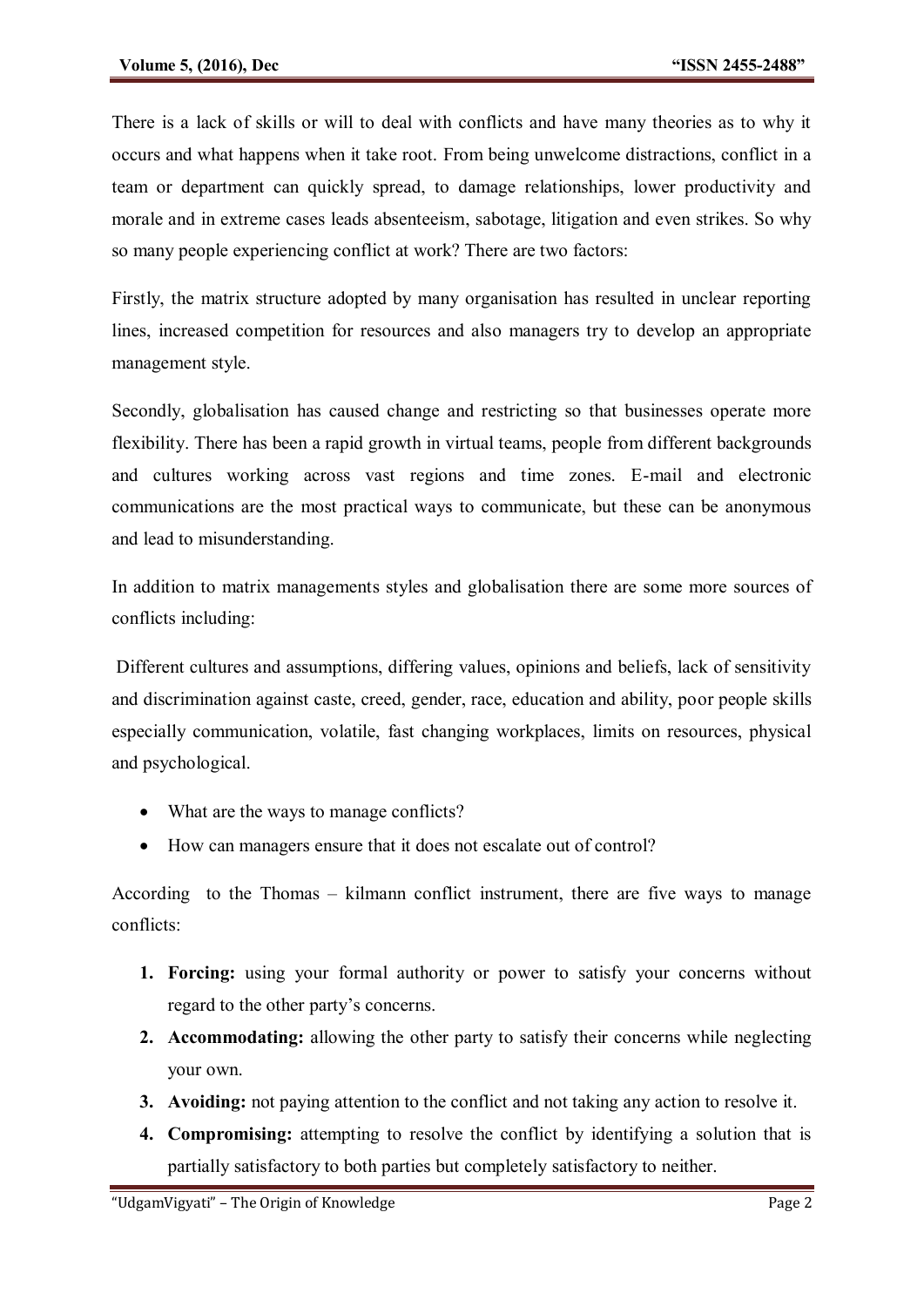There is a lack of skills or will to deal with conflicts and have many theories as to why it occurs and what happens when it take root. From being unwelcome distractions, conflict in a team or department can quickly spread, to damage relationships, lower productivity and morale and in extreme cases leads absenteeism, sabotage, litigation and even strikes. So why so many people experiencing conflict at work? There are two factors:

Firstly, the matrix structure adopted by many organisation has resulted in unclear reporting lines, increased competition for resources and also managers try to develop an appropriate management style.

Secondly, globalisation has caused change and restricting so that businesses operate more flexibility. There has been a rapid growth in virtual teams, people from different backgrounds and cultures working across vast regions and time zones. E-mail and electronic communications are the most practical ways to communicate, but these can be anonymous and lead to misunderstanding.

In addition to matrix managements styles and globalisation there are some more sources of conflicts including:

Different cultures and assumptions, differing values, opinions and beliefs, lack of sensitivity and discrimination against caste, creed, gender, race, education and ability, poor people skills especially communication, volatile, fast changing workplaces, limits on resources, physical and psychological.

- What are the ways to manage conflicts?
- How can managers ensure that it does not escalate out of control?

According to the Thomas – kilmann conflict instrument, there are five ways to manage conflicts:

1. **Forcing:** using your formal authority or power to satisfy your concerns without regard to the other party's concerns.
2. **Accommodating:** allowing the other party to satisfy their concerns while neglecting your own.
3. **Avoiding:** not paying attention to the conflict and not taking any action to resolve it.
4. **Compromising:** attempting to resolve the conflict by identifying a solution that is partially satisfactory to both parties but completely satisfactory to neither.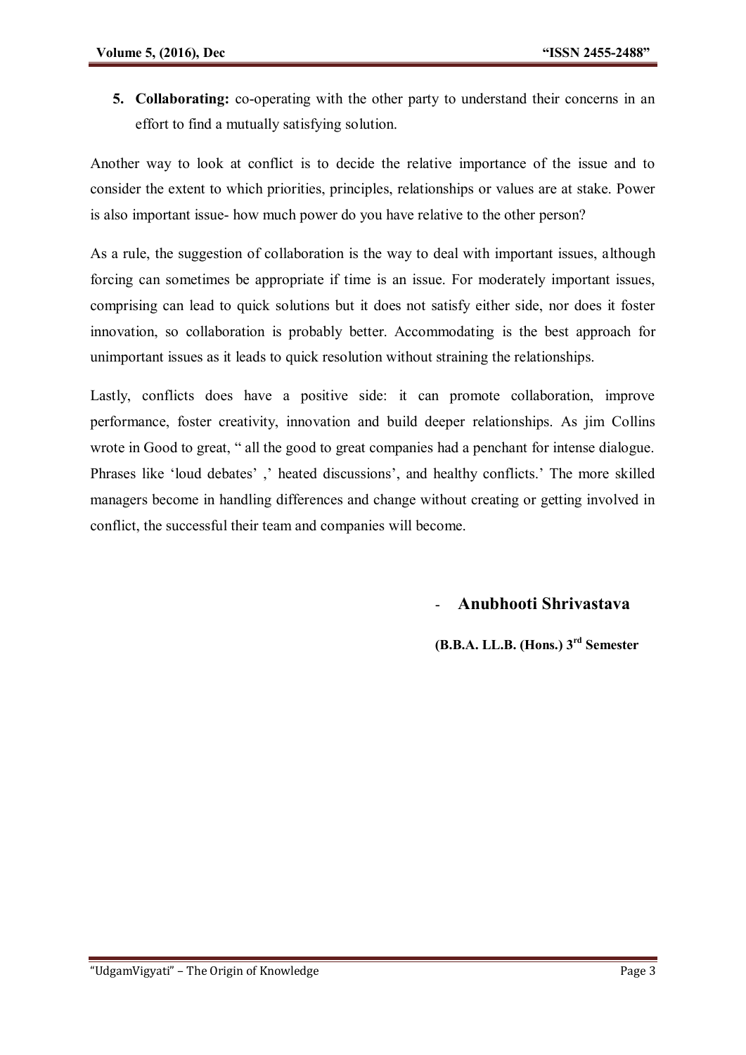5. **Collaborating:** co-operating with the other party to understand their concerns in an effort to find a mutually satisfying solution.

Another way to look at conflict is to decide the relative importance of the issue and to consider the extent to which priorities, principles, relationships or values are at stake. Power is also important issue- how much power do you have relative to the other person?

As a rule, the suggestion of collaboration is the way to deal with important issues, although forcing can sometimes be appropriate if time is an issue. For moderately important issues, comprising can lead to quick solutions but it does not satisfy either side, nor does it foster innovation, so collaboration is probably better. Accommodating is the best approach for unimportant issues as it leads to quick resolution without straining the relationships.

Lastly, conflicts does have a positive side: it can promote collaboration, improve performance, foster creativity, innovation and build deeper relationships. As jim Collins wrote in Good to great, " all the good to great companies had a penchant for intense dialogue. Phrases like 'loud debates' ,' heated discussions', and healthy conflicts.' The more skilled managers become in handling differences and change without creating or getting involved in conflict, the successful their team and companies will become.

\- **Anubhooti Shrivastava**

**(B.B.A. LL.B. (Hons.) 3rd Semester**